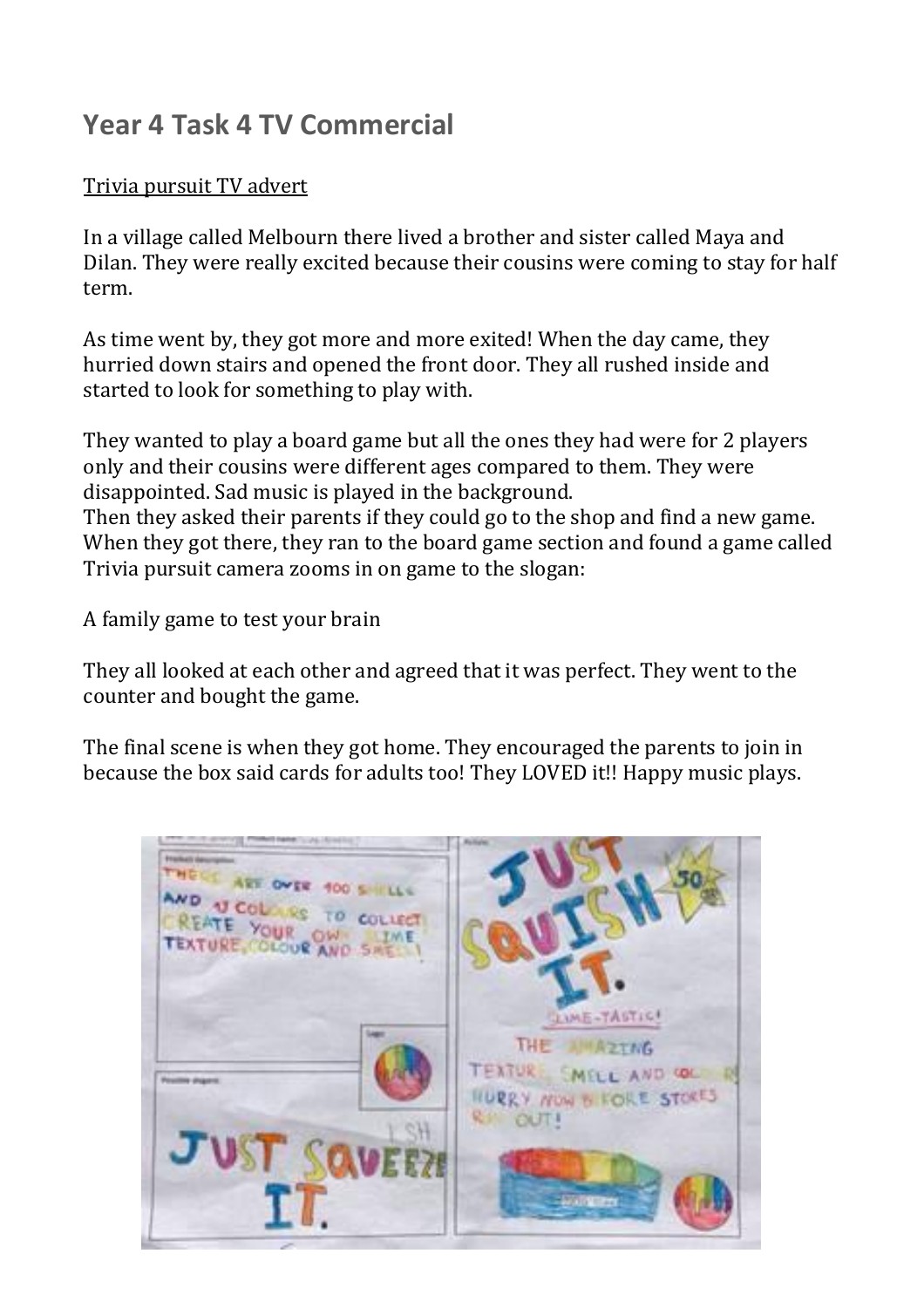# Year 4 Task 4 TV Commercial

Trivia pursuit TV advert

In a village called Melbourn there lived a brother and sister called Maya and Dilan. They were really excited because their cousins were coming to stay for half term.

As time went by, they got more and more exited! When the day came, they hurried down stairs and opened the front door. They all rushed inside and started to look for something to play with.

They wanted to play a board game but all the ones they had were for 2 players only and their cousins were different ages compared to them. They were disappointed. Sad music is played in the background.
Then they asked their parents if they could go to the shop and find a new game. When they got there, they ran to the board game section and found a game called Trivia pursuit camera zooms in on game to the slogan:

A family game to test your brain

They all looked at each other and agreed that it was perfect. They went to the counter and bought the game.

The final scene is when they got home. They encouraged the parents to join in because the box said cards for adults too! They LOVED it!! Happy music plays.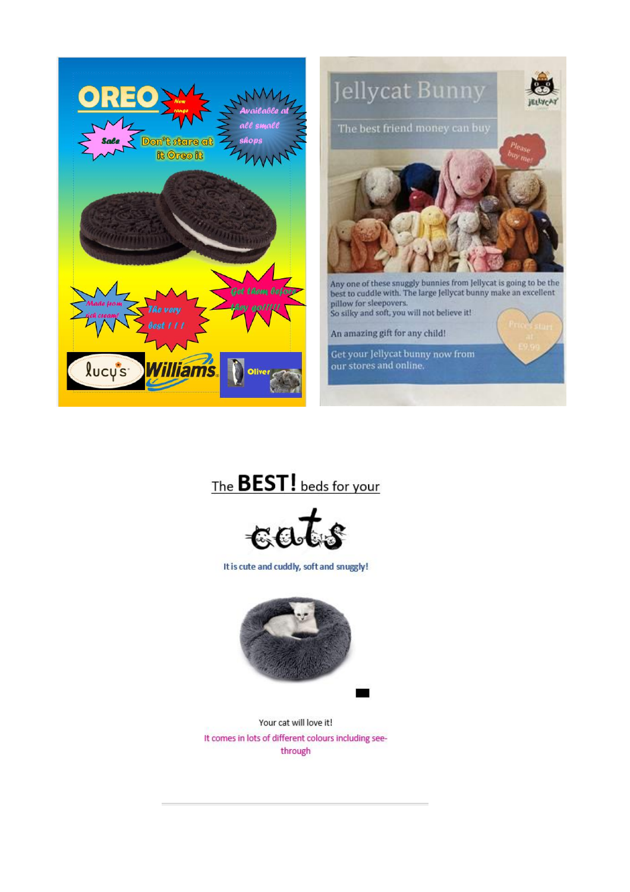# OREO

New range

Available at all small shops

Sale

Don't stare at it Oreo it

Made from rich cream!

The very best ! ! !

Get them before they go!!!!!

lucy's

Williams

Oliver

# Jellycat Bunny

The best friend money can buy

Please buy me!

Any one of these snuggly bunnies from Jellycat is going to be the best to cuddle with. The large Jellycat bunny make an excellent pillow for sleepovers.
So silky and soft, you will not believe it!

An amazing gift for any child!

Prices start at £9.99

Get your Jellycat bunny now from our stores and online.

The **BEST!** beds for your

# cats

It is cute and cuddly, soft and snuggly!

Your cat will love it!

It comes in lots of different colours including see-through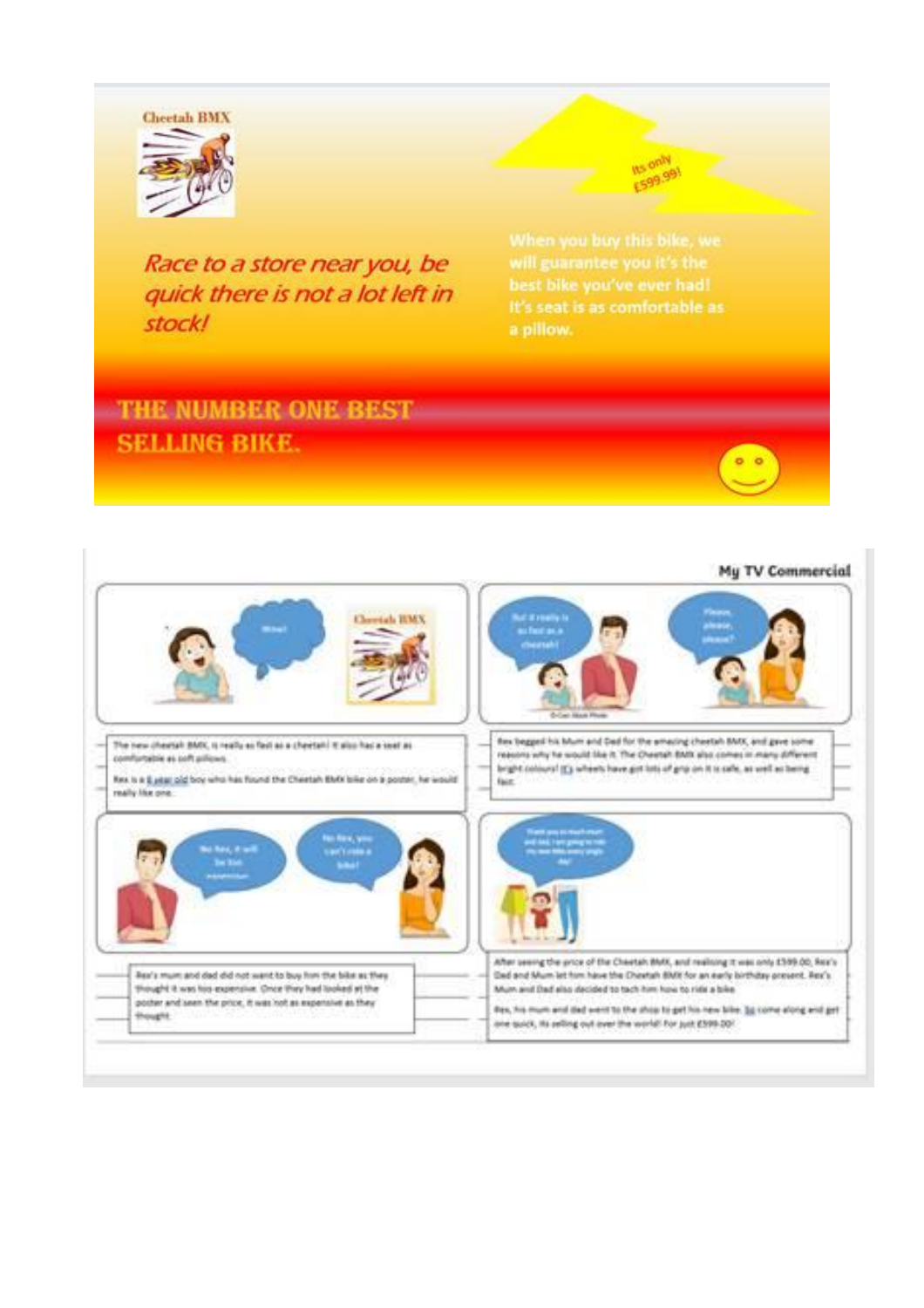Cheetah BMX

Race to a store near you, be quick there is not a lot left in stock!

Its only £599.99!

When you buy this bike, we will guarantee you it's the best bike you've ever had! It's seat is as comfortable as a pillow.

THE NUMBER ONE BEST SELLING BIKE.

## My TV Commercial

Wow!

Cheetah BMX

But it really is as fast as a cheetah!

Please, please, please?

The new cheetah BMX, is really as fast as a cheetah! It also has a seat as comfortable as soft pillows.

Rex is a 8 year old boy who has found the Cheetah BMX bike on a poster, he would really like one.

Rex begged his Mum and Dad for the amazing cheetah BMX, and gave some reasons why he would like it. The Cheetah BMX also comes in many different bright colours! It's wheels have got lots of grip on it is safe, as well as being fast.

No Rex, it will be too expensive!

No Rex, you can't ride a bike!

Thank you so much mum and dad, I am going to ride my new bike every single day!

Rex's mum and dad did not want to buy him the bike as they thought it was too expensive. Once they had looked at the poster and seen the price, it was not as expensive as they thought.

After seeing the price of the Cheetah BMX, and realising it was only £599.00, Rex's Dad and Mum let him have the Cheetah BMX for an early birthday present. Rex's Mum and Dad also decided to tach him how to ride a bike.

Rex, his mum and dad went to the shop to get his new bike. So come along and get one quick, its selling out over the world! For just £599.00!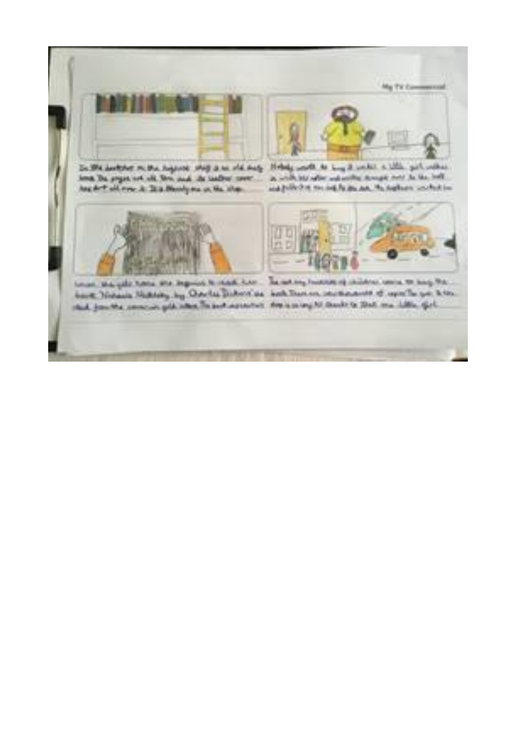My TV Commercial

In the bookstore on the highest shelf is an old dusty book. The pages are old, torn and its leather cover has dirt all over it. It is the only one in the shop.

Nobody wants to buy it until a little girl walks in with her father and walks straight over to the shelf and pulls it off the shelf. The bookstore worker ...

When she gets home she begins to read her book "Nicholas Nickleby" by "Charles Dickens" ... from the ... gold letters. The book ...

The next day hundreds of children come to buy the book. There are now thousands of copies. The queue to the shop is so long all thanks to that one little girl.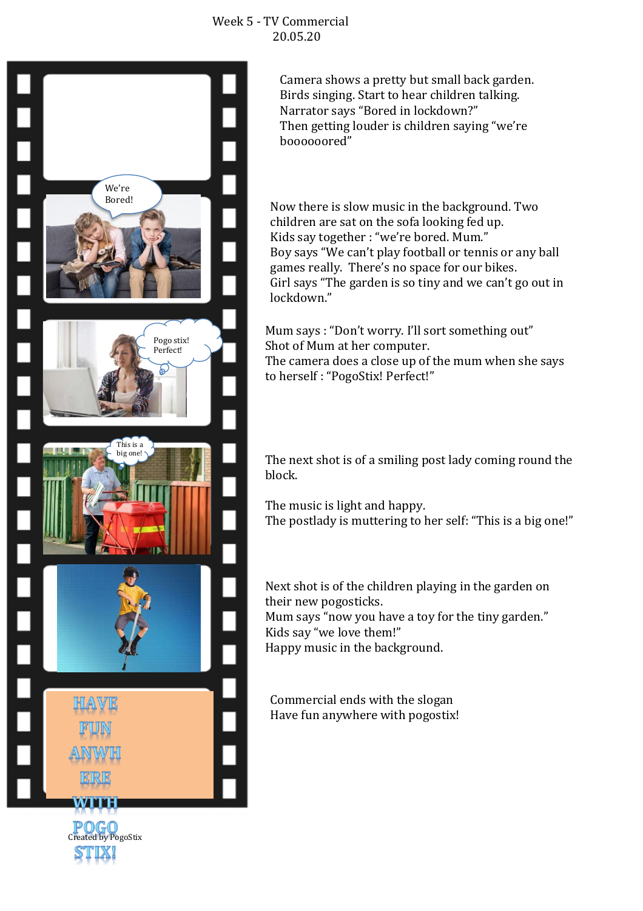Week 5 - TV Commercial
20.05.20

Camera shows a pretty but small back garden.
Birds singing. Start to hear children talking.
Narrator says "Bored in lockdown?"
Then getting louder is children saying "we're booooooored"

We're Bored!

Now there is slow music in the background. Two children are sat on the sofa looking fed up.
Kids say together : "we're bored. Mum."
Boy says "We can't play football or tennis or any ball games really. There's no space for our bikes.
Girl says "The garden is so tiny and we can't go out in lockdown."

Pogo stix! Perfect!

Mum says : "Don't worry. I'll sort something out"
Shot of Mum at her computer.
The camera does a close up of the mum when she says to herself : "PogoStix! Perfect!"

This is a big one!

The next shot is of a smiling post lady coming round the block.

The music is light and happy.
The postlady is muttering to her self: "This is a big one!"

Next shot is of the children playing in the garden on their new pogosticks.
Mum says "now you have a toy for the tiny garden."
Kids say "we love them!"
Happy music in the background.

HAVE FUN ANWHERE WITH POGO STIX!

Created by PogoStix

Commercial ends with the slogan
Have fun anywhere with pogostix!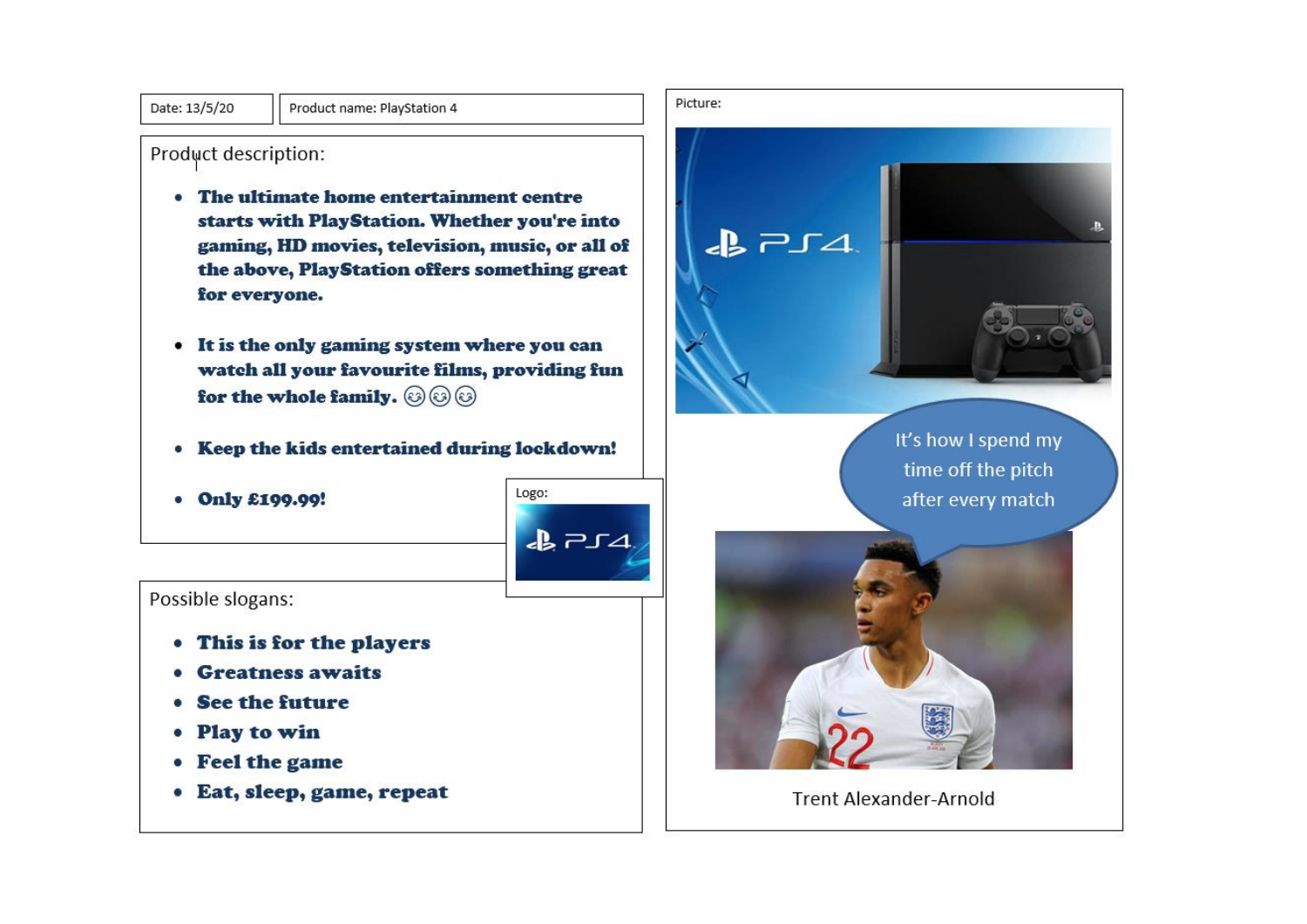Date: 13/5/20

Product name: PlayStation 4

Product description:

- **The ultimate home entertainment centre starts with PlayStation. Whether you're into gaming, HD movies, television, music, or all of the above, PlayStation offers something great for everyone.**
- **It is the only gaming system where you can watch all your favourite films, providing fun for the whole family.** 😊😊😊
- **Keep the kids entertained during lockdown!**
- **Only £199.99!**

Logo:

Possible slogans:

- **This is for the players**
- **Greatness awaits**
- **See the future**
- **Play to win**
- **Feel the game**
- **Eat, sleep, game, repeat**

Picture:

It's how I spend my time off the pitch after every match

Trent Alexander-Arnold